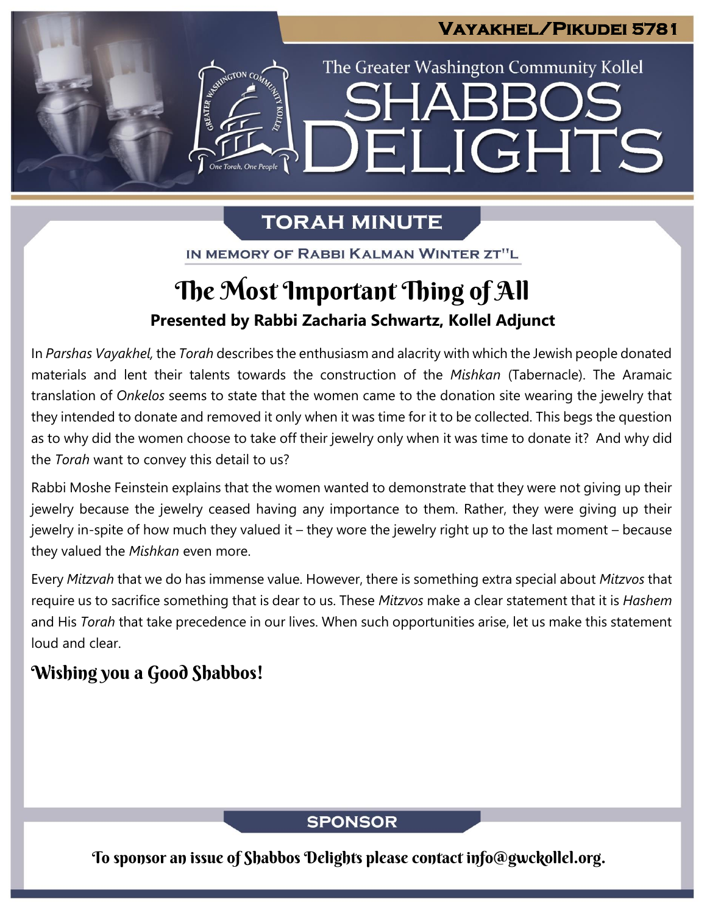Vayakhel/Pikudei 5781

The Greater Washington Community Kollel

# SHABBOS DELIGHTS

## TORAH MINUTE

IN MEMORY OF RABBI KALMAN WINTER ZT"L

# The Most Important Thing of All

**Presented by Rabbi Zacharia Schwartz, Kollel Adjunct**

In *Parshas Vayakhel,* the *Torah* describes the enthusiasm and alacrity with which the Jewish people donated materials and lent their talents towards the construction of the *Mishkan* (Tabernacle). The Aramaic translation of *Onkelos* seems to state that the women came to the donation site wearing the jewelry that they intended to donate and removed it only when it was time for it to be collected. This begs the question as to why did the women choose to take off their jewelry only when it was time to donate it? And why did the *Torah* want to convey this detail to us?

Rabbi Moshe Feinstein explains that the women wanted to demonstrate that they were not giving up their jewelry because the jewelry ceased having any importance to them. Rather, they were giving up their jewelry in-spite of how much they valued it – they wore the jewelry right up to the last moment – because they valued the *Mishkan* even more.

Every *Mitzvah* that we do has immense value. However, there is something extra special about *Mitzvos* that require us to sacrifice something that is dear to us. These *Mitzvos* make a clear statement that it is *Hashem* and His *Torah* that take precedence in our lives. When such opportunities arise, let us make this statement loud and clear.

**Wishing you a Good Shabbos!**

## SPONSOR

To sponsor an issue of Shabbos Delights please contact info@gwckollel.org.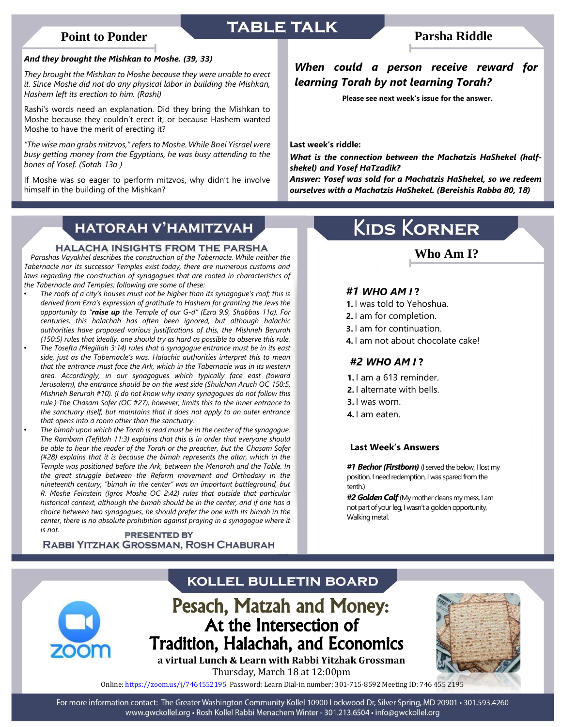# TABLE TALK

## Point to Ponder

***And they brought the Mishkan to Moshe. (39, 33)***

*They brought the Mishkan to Moshe because they were unable to erect it. Since Moshe did not do any physical labor in building the Mishkan, Hashem left its erection to him. (Rashi)*

Rashi's words need an explanation. Did they bring the Mishkan to Moshe because they couldn't erect it, or because Hashem wanted Moshe to have the merit of erecting it?

*"The wise man grabs mitzvos," refers to Moshe. While Bnei Yisrael were busy getting money from the Egyptians, he was busy attending to the bones of Yosef. (Sotah 13a )*

If Moshe was so eager to perform mitzvos, why didn't he involve himself in the building of the Mishkan?

## Parsha Riddle

***When could a person receive reward for learning Torah by not learning Torah?***

**Please see next week's issue for the answer.**

**Last week's riddle:**

***What is the connection between the Machatzis HaShekel (half-shekel) and Yosef HaTzadik?***

***Answer: Yosef was sold for a Machatzis HaShekel, so we redeem ourselves with a Machatzis HaShekel. (Bereishis Rabba 80, 18)***

# HATORAH V'HAMITZVAH

## HALACHA INSIGHTS FROM THE PARSHA

*Parashas Vayakhel describes the construction of the Tabernacle. While neither the Tabernacle nor its successor Temples exist today, there are numerous customs and laws regarding the construction of synagogues that are rooted in characteristics of the Tabernacle and Temples; following are some of these:*

- *The roofs of a city's houses must not be higher than its synagogue's roof; this is derived from Ezra's expression of gratitude to Hashem for granting the Jews the opportunity to "**raise up** the Temple of our G-d" (Ezra 9:9, Shabbos 11a). For centuries, this halachah has often been ignored, but although halachic authorities have proposed various justifications of this, the Mishneh Berurah (150:5) rules that ideally, one should try as hard as possible to observe this rule.*
- *The Tosefta (Megillah 3:14) rules that a synagogue entrance must be in its east side, just as the Tabernacle's was. Halachic authorities interpret this to mean that the entrance must face the Ark, which in the Tabernacle was in its western area. Accordingly, in our synagogues which typically face east (toward Jerusalem), the entrance should be on the west side (Shulchan Aruch OC 150:5, Mishneh Berurah #10). (I do not know why many synagogues do not follow this rule.) The Chasam Sofer (OC #27), however, limits this to the inner entrance to the sanctuary itself, but maintains that it does not apply to an outer entrance that opens into a room other than the sanctuary.*
- *The bimah upon which the Torah is read must be in the center of the synagogue. The Rambam (Tefillah 11:3) explains that this is in order that everyone should be able to hear the reader of the Torah or the preacher, but the Chasam Sofer (#28) explains that it is because the bimah represents the altar, which in the Temple was positioned before the Ark, between the Menorah and the Table. In the great struggle between the Reform movement and Orthodoxy in the nineteenth century, "bimah in the center" was an important battleground, but R. Moshe Feinstein (Igros Moshe OC 2:42) rules that outside that particular historical context, although the bimah should be in the center, and if one has a choice between two synagogues, he should prefer the one with its bimah in the center, there is no absolute prohibition against praying in a synagogue where it is not.*

PRESENTED BY
RABBI YITZHAK GROSSMAN, ROSH CHABURAH

# KIDS KORNER

## Who Am I?

### #1 WHO AM I ?

1. I was told to Yehoshua.
2. I am for completion.
3. I am for continuation.
4. I am not about chocolate cake!

### #2 WHO AM I ?

1. I am a 613 reminder.
2. I alternate with bells.
3. I was worn.
4. I am eaten.

### Last Week's Answers

***#1 Bechor (Firstborn)*** (I served the below, I lost my position, I need redemption, I was spared from the tenth.)

***#2 Golden Calf*** (My mother cleans my mess, I am not part of your leg, I wasn't a golden opportunity, Walking metal.

# KOLLEL BULLETIN BOARD

## Pesach, Matzah and Money:
## At the Intersection of Tradition, Halachah, and Economics

**a virtual Lunch & Learn with Rabbi Yitzhak Grossman**

Thursday, March 18 at 12:00pm

Online: https://zoom.us/j/7464552195 Password: Learn Dial-in number: 301-715-8592 Meeting ID: 746 455 2195

For more information contact: The Greater Washington Community Kollel 10900 Lockwood Dr, Silver Spring, MD 20901 • 301.593.4260
www.gwckollel.org • Rosh Kollel Rabbi Menachem Winter - 301.213.6504 • info@gwckollel.org